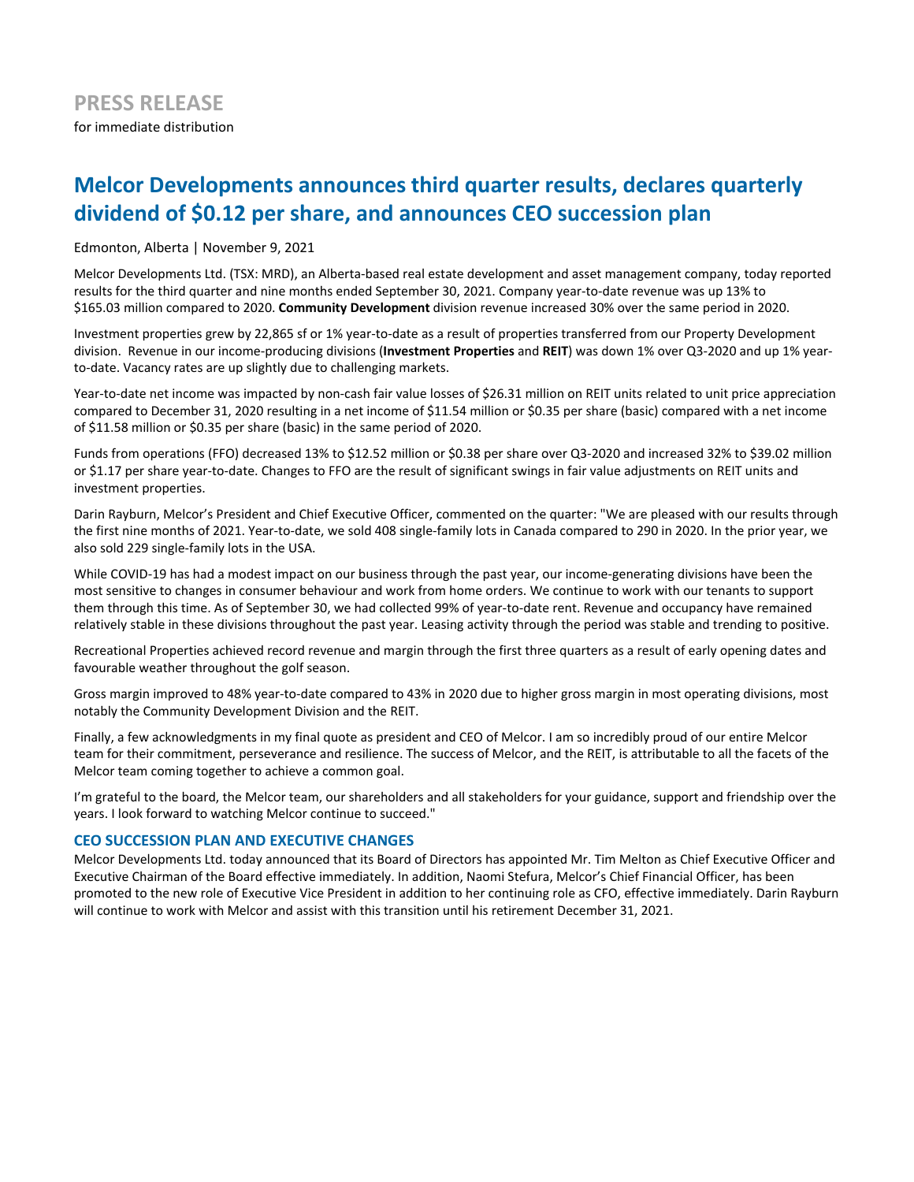# PRESS RELEASE

for immediate distribution

## Melcor Developments announces third quarter results, declares quarterly dividend of $0.12 per share, and announces CEO succession plan

Edmonton, Alberta | November 9, 2021

Melcor Developments Ltd. (TSX: MRD), an Alberta-based real estate development and asset management company, today reported results for the third quarter and nine months ended September 30, 2021. Company year-to-date revenue was up 13% to $165.03 million compared to 2020. **Community Development** division revenue increased 30% over the same period in 2020.

Investment properties grew by 22,865 sf or 1% year-to-date as a result of properties transferred from our Property Development division. Revenue in our income-producing divisions (**Investment Properties** and **REIT**) was down 1% over Q3-2020 and up 1% year-to-date. Vacancy rates are up slightly due to challenging markets.

Year-to-date net income was impacted by non-cash fair value losses of $26.31 million on REIT units related to unit price appreciation compared to December 31, 2020 resulting in a net income of $11.54 million or $0.35 per share (basic) compared with a net income of $11.58 million or $0.35 per share (basic) in the same period of 2020.

Funds from operations (FFO) decreased 13% to $12.52 million or $0.38 per share over Q3-2020 and increased 32% to $39.02 million or $1.17 per share year-to-date. Changes to FFO are the result of significant swings in fair value adjustments on REIT units and investment properties.

Darin Rayburn, Melcor's President and Chief Executive Officer, commented on the quarter: "We are pleased with our results through the first nine months of 2021. Year-to-date, we sold 408 single-family lots in Canada compared to 290 in 2020. In the prior year, we also sold 229 single-family lots in the USA.

While COVID-19 has had a modest impact on our business through the past year, our income-generating divisions have been the most sensitive to changes in consumer behaviour and work from home orders. We continue to work with our tenants to support them through this time. As of September 30, we had collected 99% of year-to-date rent. Revenue and occupancy have remained relatively stable in these divisions throughout the past year. Leasing activity through the period was stable and trending to positive.

Recreational Properties achieved record revenue and margin through the first three quarters as a result of early opening dates and favourable weather throughout the golf season.

Gross margin improved to 48% year-to-date compared to 43% in 2020 due to higher gross margin in most operating divisions, most notably the Community Development Division and the REIT.

Finally, a few acknowledgments in my final quote as president and CEO of Melcor. I am so incredibly proud of our entire Melcor team for their commitment, perseverance and resilience. The success of Melcor, and the REIT, is attributable to all the facets of the Melcor team coming together to achieve a common goal.

I'm grateful to the board, the Melcor team, our shareholders and all stakeholders for your guidance, support and friendship over the years. I look forward to watching Melcor continue to succeed."

### CEO SUCCESSION PLAN AND EXECUTIVE CHANGES

Melcor Developments Ltd. today announced that its Board of Directors has appointed Mr. Tim Melton as Chief Executive Officer and Executive Chairman of the Board effective immediately. In addition, Naomi Stefura, Melcor's Chief Financial Officer, has been promoted to the new role of Executive Vice President in addition to her continuing role as CFO, effective immediately. Darin Rayburn will continue to work with Melcor and assist with this transition until his retirement December 31, 2021.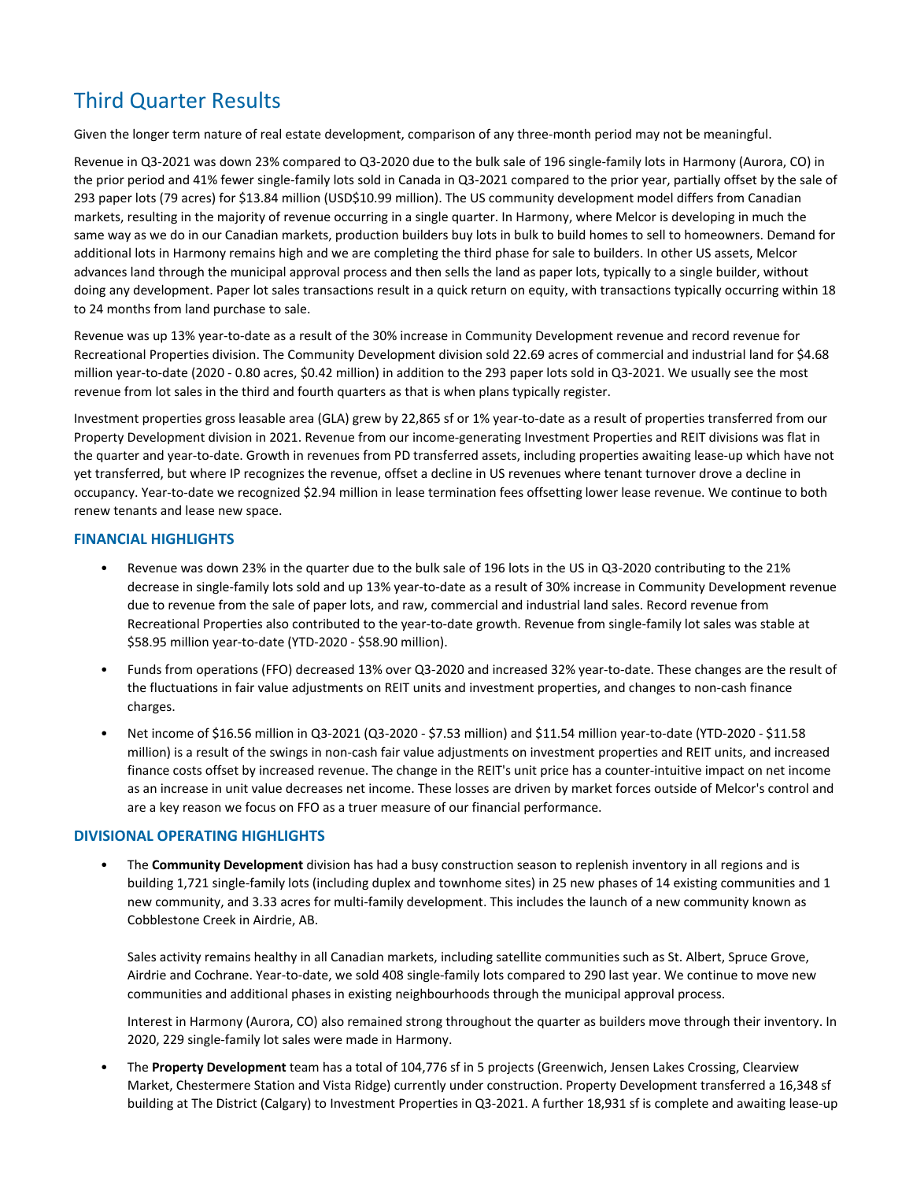# Third Quarter Results

Given the longer term nature of real estate development, comparison of any three-month period may not be meaningful.

Revenue in Q3-2021 was down 23% compared to Q3-2020 due to the bulk sale of 196 single-family lots in Harmony (Aurora, CO) in the prior period and 41% fewer single-family lots sold in Canada in Q3-2021 compared to the prior year, partially offset by the sale of 293 paper lots (79 acres) for $13.84 million (USD$10.99 million). The US community development model differs from Canadian markets, resulting in the majority of revenue occurring in a single quarter. In Harmony, where Melcor is developing in much the same way as we do in our Canadian markets, production builders buy lots in bulk to build homes to sell to homeowners. Demand for additional lots in Harmony remains high and we are completing the third phase for sale to builders. In other US assets, Melcor advances land through the municipal approval process and then sells the land as paper lots, typically to a single builder, without doing any development. Paper lot sales transactions result in a quick return on equity, with transactions typically occurring within 18 to 24 months from land purchase to sale.

Revenue was up 13% year-to-date as a result of the 30% increase in Community Development revenue and record revenue for Recreational Properties division. The Community Development division sold 22.69 acres of commercial and industrial land for $4.68 million year-to-date (2020 - 0.80 acres, $0.42 million) in addition to the 293 paper lots sold in Q3-2021. We usually see the most revenue from lot sales in the third and fourth quarters as that is when plans typically register.

Investment properties gross leasable area (GLA) grew by 22,865 sf or 1% year-to-date as a result of properties transferred from our Property Development division in 2021. Revenue from our income-generating Investment Properties and REIT divisions was flat in the quarter and year-to-date. Growth in revenues from PD transferred assets, including properties awaiting lease-up which have not yet transferred, but where IP recognizes the revenue, offset a decline in US revenues where tenant turnover drove a decline in occupancy. Year-to-date we recognized $2.94 million in lease termination fees offsetting lower lease revenue. We continue to both renew tenants and lease new space.

### FINANCIAL HIGHLIGHTS

- Revenue was down 23% in the quarter due to the bulk sale of 196 lots in the US in Q3-2020 contributing to the 21% decrease in single-family lots sold and up 13% year-to-date as a result of 30% increase in Community Development revenue due to revenue from the sale of paper lots, and raw, commercial and industrial land sales. Record revenue from Recreational Properties also contributed to the year-to-date growth. Revenue from single-family lot sales was stable at $58.95 million year-to-date (YTD-2020 - $58.90 million).
- Funds from operations (FFO) decreased 13% over Q3-2020 and increased 32% year-to-date. These changes are the result of the fluctuations in fair value adjustments on REIT units and investment properties, and changes to non-cash finance charges.
- Net income of $16.56 million in Q3-2021 (Q3-2020 - $7.53 million) and $11.54 million year-to-date (YTD-2020 - $11.58 million) is a result of the swings in non-cash fair value adjustments on investment properties and REIT units, and increased finance costs offset by increased revenue. The change in the REIT's unit price has a counter-intuitive impact on net income as an increase in unit value decreases net income. These losses are driven by market forces outside of Melcor's control and are a key reason we focus on FFO as a truer measure of our financial performance.

### DIVISIONAL OPERATING HIGHLIGHTS

- The **Community Development** division has had a busy construction season to replenish inventory in all regions and is building 1,721 single-family lots (including duplex and townhome sites) in 25 new phases of 14 existing communities and 1 new community, and 3.33 acres for multi-family development. This includes the launch of a new community known as Cobblestone Creek in Airdrie, AB.

  Sales activity remains healthy in all Canadian markets, including satellite communities such as St. Albert, Spruce Grove, Airdrie and Cochrane. Year-to-date, we sold 408 single-family lots compared to 290 last year. We continue to move new communities and additional phases in existing neighbourhoods through the municipal approval process.

  Interest in Harmony (Aurora, CO) also remained strong throughout the quarter as builders move through their inventory. In 2020, 229 single-family lot sales were made in Harmony.

- The **Property Development** team has a total of 104,776 sf in 5 projects (Greenwich, Jensen Lakes Crossing, Clearview Market, Chestermere Station and Vista Ridge) currently under construction. Property Development transferred a 16,348 sf building at The District (Calgary) to Investment Properties in Q3-2021. A further 18,931 sf is complete and awaiting lease-up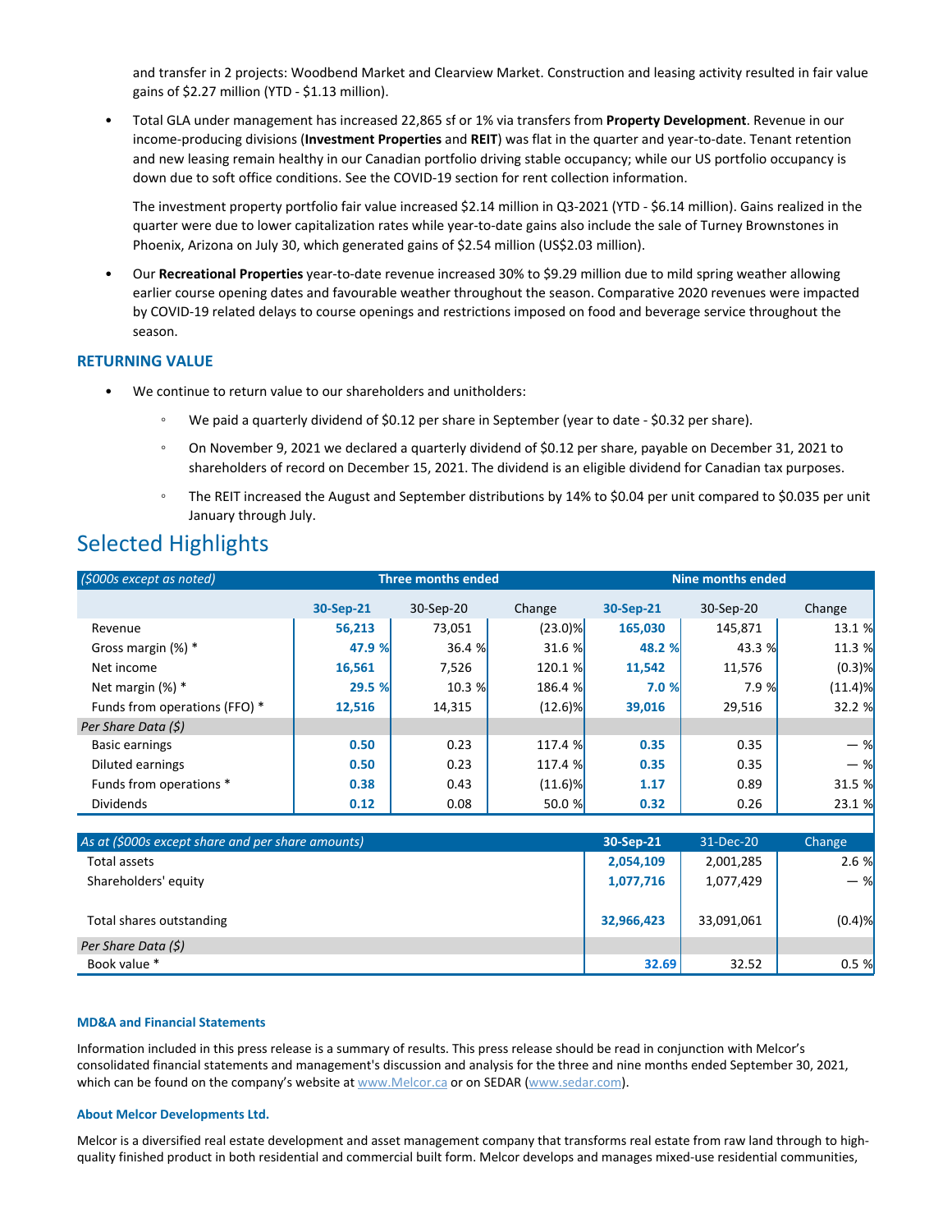and transfer in 2 projects: Woodbend Market and Clearview Market. Construction and leasing activity resulted in fair value gains of $2.27 million (YTD - $1.13 million).

- Total GLA under management has increased 22,865 sf or 1% via transfers from **Property Development**. Revenue in our income-producing divisions (**Investment Properties** and **REIT**) was flat in the quarter and year-to-date. Tenant retention and new leasing remain healthy in our Canadian portfolio driving stable occupancy; while our US portfolio occupancy is down due to soft office conditions. See the COVID-19 section for rent collection information.

  The investment property portfolio fair value increased $2.14 million in Q3-2021 (YTD - $6.14 million). Gains realized in the quarter were due to lower capitalization rates while year-to-date gains also include the sale of Turney Brownstones in Phoenix, Arizona on July 30, which generated gains of $2.54 million (US$2.03 million).

- Our **Recreational Properties** year-to-date revenue increased 30% to $9.29 million due to mild spring weather allowing earlier course opening dates and favourable weather throughout the season. Comparative 2020 revenues were impacted by COVID-19 related delays to course openings and restrictions imposed on food and beverage service throughout the season.

### RETURNING VALUE

- We continue to return value to our shareholders and unitholders:
  - We paid a quarterly dividend of $0.12 per share in September (year to date - $0.32 per share).
  - On November 9, 2021 we declared a quarterly dividend of $0.12 per share, payable on December 31, 2021 to shareholders of record on December 15, 2021. The dividend is an eligible dividend for Canadian tax purposes.
  - The REIT increased the August and September distributions by 14% to $0.04 per unit compared to $0.035 per unit January through July.

## Selected Highlights

| *($000s except as noted)* | Three months ended | | | Nine months ended | | |
|---|---|---|---|---|---|---|
| | **30-Sep-21** | 30-Sep-20 | Change | **30-Sep-21** | 30-Sep-20 | Change |
| Revenue | **56,213** | 73,051 | (23.0)% | **165,030** | 145,871 | 13.1 % |
| Gross margin (%) * | **47.9 %** | 36.4 % | 31.6 % | **48.2 %** | 43.3 % | 11.3 % |
| Net income | **16,561** | 7,526 | 120.1 % | **11,542** | 11,576 | (0.3)% |
| Net margin (%) * | **29.5 %** | 10.3 % | 186.4 % | **7.0 %** | 7.9 % | (11.4)% |
| Funds from operations (FFO) * | **12,516** | 14,315 | (12.6)% | **39,016** | 29,516 | 32.2 % |
| *Per Share Data ($)* | | | | | | |
| Basic earnings | **0.50** | 0.23 | 117.4 % | **0.35** | 0.35 | — % |
| Diluted earnings | **0.50** | 0.23 | 117.4 % | **0.35** | 0.35 | — % |
| Funds from operations * | **0.38** | 0.43 | (11.6)% | **1.17** | 0.89 | 31.5 % |
| Dividends | **0.12** | 0.08 | 50.0 % | **0.32** | 0.26 | 23.1 % |

| *As at ($000s except share and per share amounts)* | **30-Sep-21** | 31-Dec-20 | Change |
|---|---|---|---|
| Total assets | **2,054,109** | 2,001,285 | 2.6 % |
| Shareholders' equity | **1,077,716** | 1,077,429 | — % |
| Total shares outstanding | **32,966,423** | 33,091,061 | (0.4)% |
| *Per Share Data ($)* | | | |
| Book value * | **32.69** | 32.52 | 0.5 % |

#### MD&A and Financial Statements

Information included in this press release is a summary of results. This press release should be read in conjunction with Melcor's consolidated financial statements and management's discussion and analysis for the three and nine months ended September 30, 2021, which can be found on the company's website at www.Melcor.ca or on SEDAR (www.sedar.com).

#### About Melcor Developments Ltd.

Melcor is a diversified real estate development and asset management company that transforms real estate from raw land through to high-quality finished product in both residential and commercial built form. Melcor develops and manages mixed-use residential communities,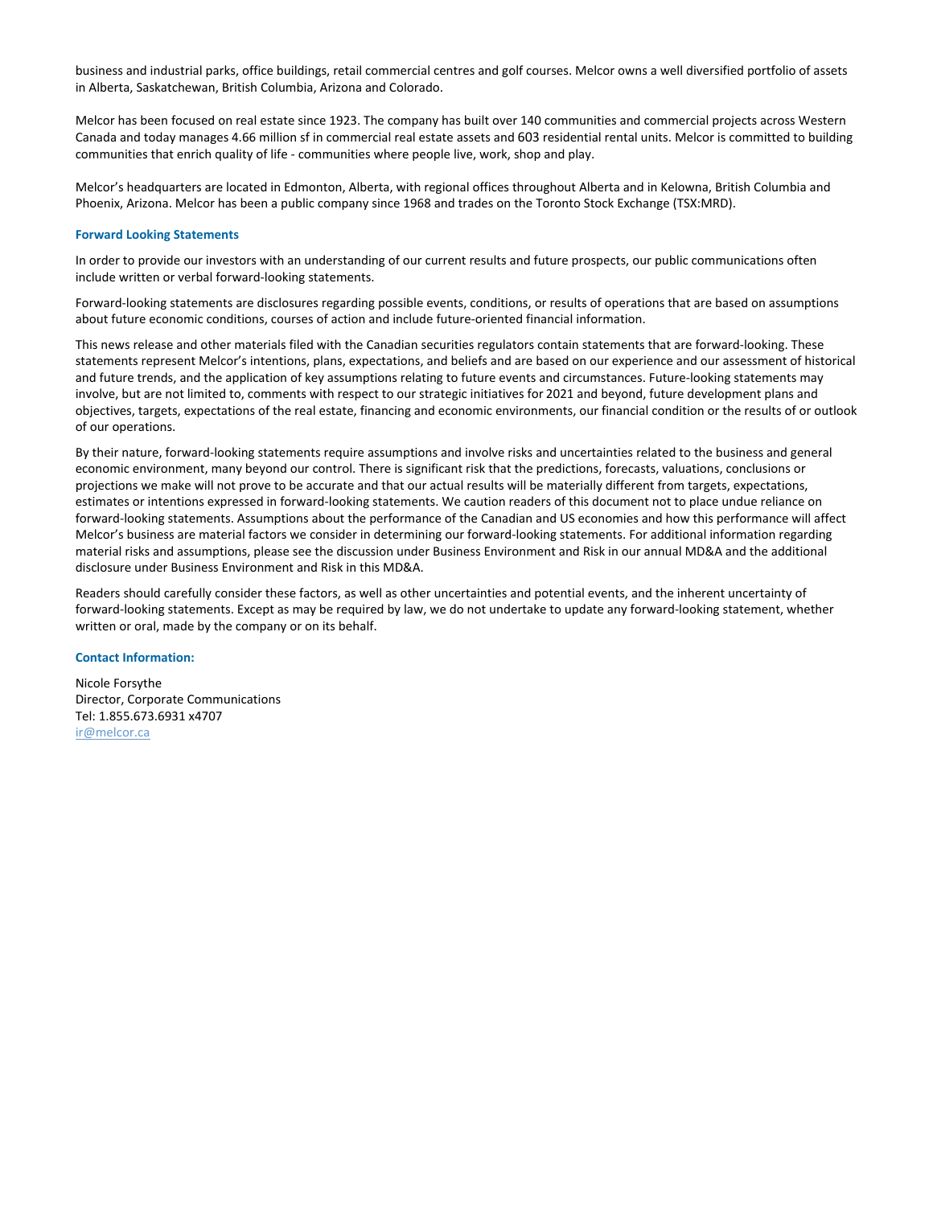business and industrial parks, office buildings, retail commercial centres and golf courses. Melcor owns a well diversified portfolio of assets in Alberta, Saskatchewan, British Columbia, Arizona and Colorado.

Melcor has been focused on real estate since 1923. The company has built over 140 communities and commercial projects across Western Canada and today manages 4.66 million sf in commercial real estate assets and 603 residential rental units. Melcor is committed to building communities that enrich quality of life - communities where people live, work, shop and play.

Melcor's headquarters are located in Edmonton, Alberta, with regional offices throughout Alberta and in Kelowna, British Columbia and Phoenix, Arizona. Melcor has been a public company since 1968 and trades on the Toronto Stock Exchange (TSX:MRD).

### Forward Looking Statements

In order to provide our investors with an understanding of our current results and future prospects, our public communications often include written or verbal forward-looking statements.

Forward-looking statements are disclosures regarding possible events, conditions, or results of operations that are based on assumptions about future economic conditions, courses of action and include future-oriented financial information.

This news release and other materials filed with the Canadian securities regulators contain statements that are forward-looking. These statements represent Melcor's intentions, plans, expectations, and beliefs and are based on our experience and our assessment of historical and future trends, and the application of key assumptions relating to future events and circumstances. Future-looking statements may involve, but are not limited to, comments with respect to our strategic initiatives for 2021 and beyond, future development plans and objectives, targets, expectations of the real estate, financing and economic environments, our financial condition or the results of or outlook of our operations.

By their nature, forward-looking statements require assumptions and involve risks and uncertainties related to the business and general economic environment, many beyond our control. There is significant risk that the predictions, forecasts, valuations, conclusions or projections we make will not prove to be accurate and that our actual results will be materially different from targets, expectations, estimates or intentions expressed in forward-looking statements. We caution readers of this document not to place undue reliance on forward-looking statements. Assumptions about the performance of the Canadian and US economies and how this performance will affect Melcor's business are material factors we consider in determining our forward-looking statements. For additional information regarding material risks and assumptions, please see the discussion under Business Environment and Risk in our annual MD&A and the additional disclosure under Business Environment and Risk in this MD&A.

Readers should carefully consider these factors, as well as other uncertainties and potential events, and the inherent uncertainty of forward-looking statements. Except as may be required by law, we do not undertake to update any forward-looking statement, whether written or oral, made by the company or on its behalf.

### Contact Information:

Nicole Forsythe
Director, Corporate Communications
Tel: 1.855.673.6931 x4707
ir@melcor.ca